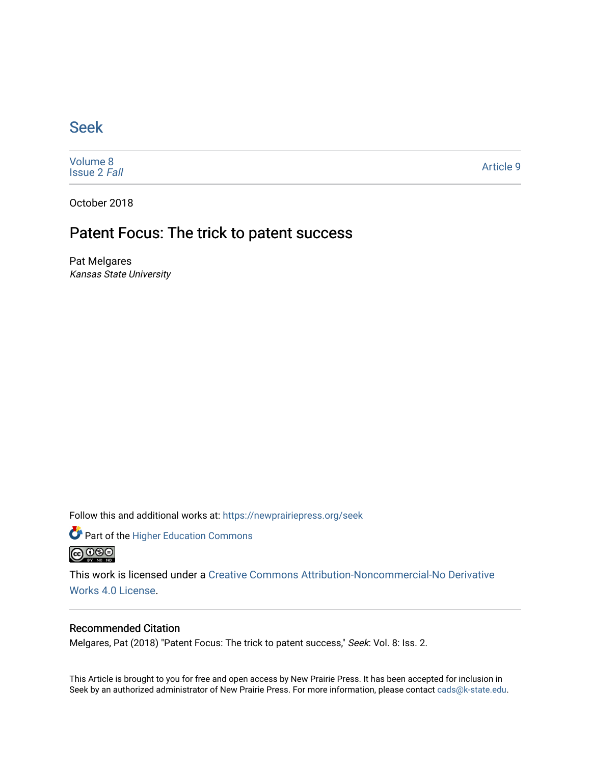# Seek

Volume 8
Issue 2 *Fall*

Article 9

October 2018

## Patent Focus: The trick to patent success

Pat Melgares
*Kansas State University*

Follow this and additional works at: https://newprairiepress.org/seek

Part of the Higher Education Commons

This work is licensed under a Creative Commons Attribution-Noncommercial-No Derivative Works 4.0 License.

### Recommended Citation

Melgares, Pat (2018) "Patent Focus: The trick to patent success," *Seek*: Vol. 8: Iss. 2.

This Article is brought to you for free and open access by New Prairie Press. It has been accepted for inclusion in Seek by an authorized administrator of New Prairie Press. For more information, please contact cads@k-state.edu.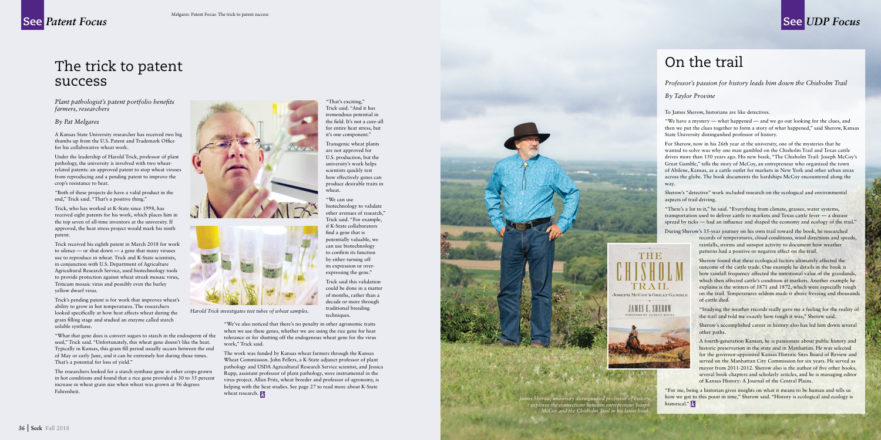# The trick to patent success

*Plant pathologist's patent portfolio benefits farmers, researchers*

*By Pat Melgares*

A Kansas State University researcher has received two big thumbs up from the U.S. Patent and Trademark Office for his collaborative wheat work.

Under the leadership of Harold Trick, professor of plant pathology, the university is involved with two wheat-related patents: an approved patent to stop wheat viruses from reproducing and a pending patent to improve the crop's resistance to heat.

"Both of these projects do have a valid product in the end," Trick said. "That's a positive thing."

Trick, who has worked at K-State since 1998, has received eight patents for his work, which places him in the top seven of all-time inventors at the university. If approved, the heat stress project would mark his ninth patent.

Trick received his eighth patent in March 2018 for work to silence — or shut down — a gene that many viruses use to reproduce in wheat. Trick and K-State scientists, in conjunction with U.S. Department of Agriculture Agricultural Research Service, used biotechnology tools to provide protection against wheat streak mosaic virus, Triticum mosaic virus and possibly even the barley yellow dwarf virus.

Trick's pending patent is for work that improves wheat's ability to grow in hot temperatures. The researchers looked specifically at how heat affects wheat during the grain filling stage and studied an enzyme called starch soluble synthase.

"What that gene does is convert sugars to starch in the endosperm of the seed," Trick said. "Unfortunately, this wheat gene doesn't like the heat. Typically in Kansas, this grain fill period usually occurs between the end of May or early June, and it can be extremely hot during those times. That's a potential for loss of yield."

The researchers looked for a starch synthase gene in other crops grown in hot conditions and found that a rice gene provided a 30 to 35 percent increase in wheat grain size when wheat was grown at 86 degrees Fahrenheit.

*Harold Trick investigates test tubes of wheat samples.*

"That's exciting," Trick said. "And it has tremendous potential in the field. It's not a cure-all for entire heat stress, but it's one component."

Transgenic wheat plants are not approved for U.S. production, but the university's work helps scientists quickly test how effectively genes can produce desirable traits in wheat.

"We can use biotechnology to validate other avenues of research," Trick said. "For example, if K-State collaborators find a gene that is potentially valuable, we can use biotechnology to confirm its function by either turning off its expression or over-expressing the gene."

Trick said this validation could be done in a matter of months, rather than a decade or more through traditional breeding techniques.

"We've also noticed that there's no penalty in other agronomic traits when we use these genes, whether we are using the rice gene for heat tolerance or for shutting off the endogenous wheat gene for the virus work," Trick said.

The work was funded by Kansas wheat farmers through the Kansas Wheat Commission. John Fellers, a K-State adjunct professor of plant pathology and USDA Agricultural Research Service scientist, and Jessica Rupp, assistant professor of plant pathology, were instrumental in the virus project. Allan Fritz, wheat breeder and professor of agronomy, is helping with the heat studies. See page 27 to read more about K-State wheat research.

# On the trail

*Professor's passion for history leads him down the Chisholm Trail*

*By Taylor Provine*

To James Sherow, historians are like detectives.

"We have a mystery — what happened — and we go out looking for the clues, and then we put the clues together to form a story of what happened," said Sherow, Kansas State University distinguished professor of history.

For Sherow, now in his 26th year at the university, one of the mysteries that he wanted to solve was why one man gambled on the Chisholm Trail and Texas cattle drives more than 150 years ago. His new book, "The Chisholm Trail: Joseph McCoy's Great Gamble," tells the story of McCoy, an entrepreneur who organized the town of Abilene, Kansas, as a cattle outlet for markets in New York and other urban areas across the globe. The book documents the hardships McCoy encountered along the way.

Sherow's "detective" work included research on the ecological and environmental aspects of trail driving.

"There's a lot to it," he said. "Everything from climate, grasses, water systems, transportation used to deliver cattle to markets and Texas cattle fever — a disease spread by ticks — had an influence and shaped the economy and ecology of the trail."

During Sherow's 15-year journey on his own trail toward the book, he researched records of temperatures, cloud conditions, wind directions and speeds, rainfalls, storms and sunspot activity to document how weather patterns had a positive or negative effect on the trail.

Sherow found that these ecological factors ultimately affected the outcome of the cattle trade. One example he details in the book is how rainfall frequency affected the nutritional value of the grasslands, which then affected cattle's condition at markets. Another example he explains is the winters of 1871 and 1872, which were especially tough on the trail. Temperatures seldom made it above freezing and thousands of cattle died.

"Studying the weather records really gave me a feeling for the reality of the trail and told me exactly how tough it was," Sherow said.

Sherow's accomplished career in history also has led him down several other paths.

A fourth-generation Kansan, he is passionate about public history and historic preservation in the state and in Manhattan. He was selected for the governor-appointed Kansas Historic Sites Board of Review and served on the Manhattan City Commission for six years. He served as mayor from 2011-2012. Sherow also is the author of five other books, several book chapters and scholarly articles, and he is managing editor of Kansas History: A Journal of the Central Plains.

"For me, being a historian gives insights on what it means to be human and tells us how we got to this point in time," Sherow said. "History is ecological and ecology is historical."

*James Sherow, university distinguished professor of history, explores the connections between entrepreneur Joseph McCoy and the Chisholm Trail in his latest book.*